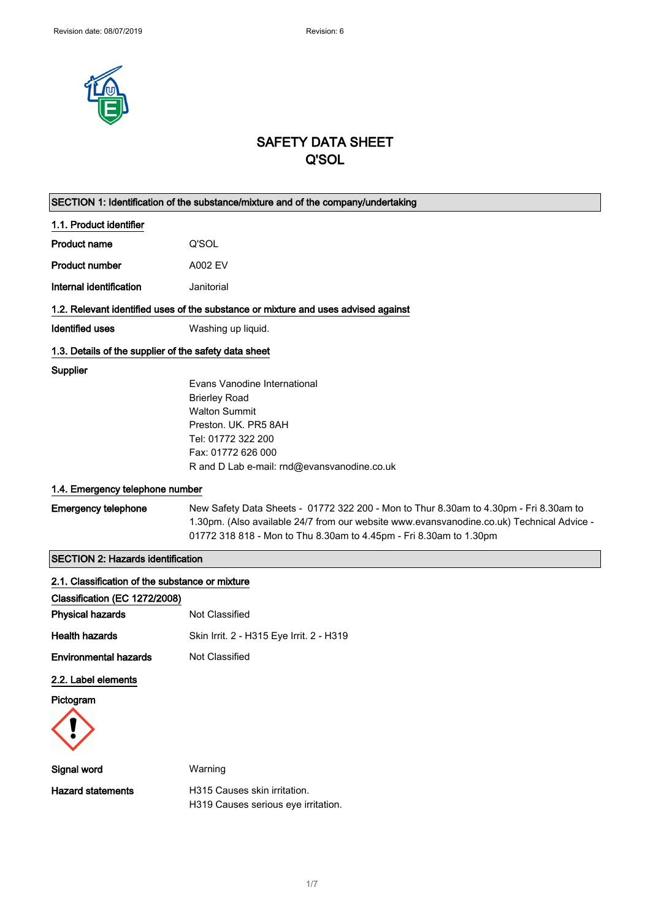Revision date: 08/07/2019 Revision: 6

# SAFETY DATA SHEET
# Q'SOL

## SECTION 1: Identification of the substance/mixture and of the company/undertaking

### 1.1. Product identifier

| | |
|---|---|
| **Product name** | Q'SOL |
| **Product number** | A002 EV |
| **Internal identification** | Janitorial |

### 1.2. Relevant identified uses of the substance or mixture and uses advised against

| | |
|---|---|
| **Identified uses** | Washing up liquid. |

### 1.3. Details of the supplier of the safety data sheet

**Supplier**

Evans Vanodine International
Brierley Road
Walton Summit
Preston. UK. PR5 8AH
Tel: 01772 322 200
Fax: 01772 626 000
R and D Lab e-mail: rnd@evansvanodine.co.uk

### 1.4. Emergency telephone number

| | |
|---|---|
| **Emergency telephone** | New Safety Data Sheets - 01772 322 200 - Mon to Thur 8.30am to 4.30pm - Fri 8.30am to 1.30pm. (Also available 24/7 from our website www.evansvanodine.co.uk) Technical Advice - 01772 318 818 - Mon to Thu 8.30am to 4.45pm - Fri 8.30am to 1.30pm |

## SECTION 2: Hazards identification

### 2.1. Classification of the substance or mixture

**Classification (EC 1272/2008)**

| | |
|---|---|
| **Physical hazards** | Not Classified |
| **Health hazards** | Skin Irrit. 2 - H315 Eye Irrit. 2 - H319 |
| **Environmental hazards** | Not Classified |

### 2.2. Label elements

**Pictogram**

| | |
|---|---|
| **Signal word** | Warning |
| **Hazard statements** | H315 Causes skin irritation.<br>H319 Causes serious eye irritation. |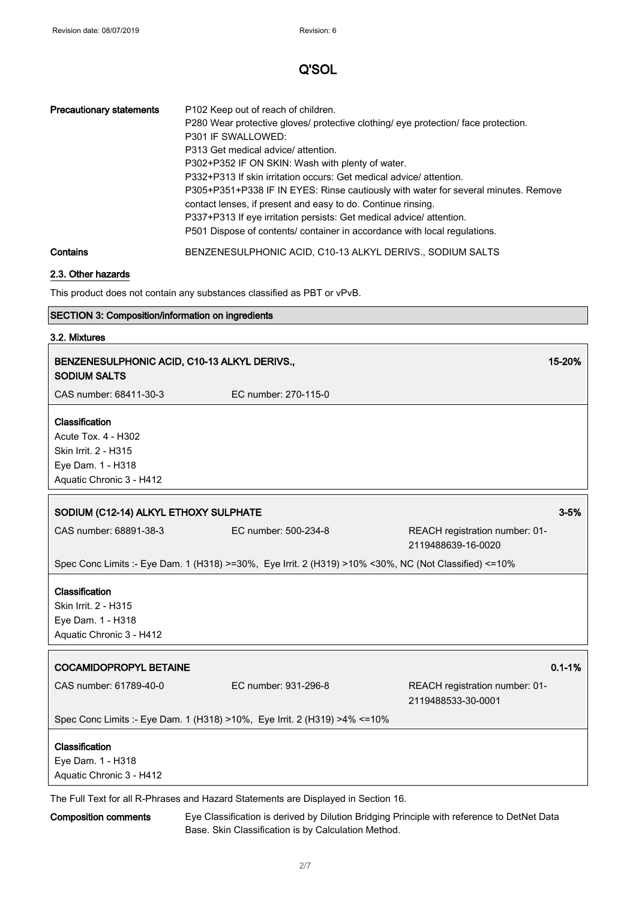# Q'SOL

| | |
|---|---|
| **Precautionary statements** | P102 Keep out of reach of children.<br>P280 Wear protective gloves/ protective clothing/ eye protection/ face protection.<br>P301 IF SWALLOWED:<br>P313 Get medical advice/ attention.<br>P302+P352 IF ON SKIN: Wash with plenty of water.<br>P332+P313 If skin irritation occurs: Get medical advice/ attention.<br>P305+P351+P338 IF IN EYES: Rinse cautiously with water for several minutes. Remove contact lenses, if present and easy to do. Continue rinsing.<br>P337+P313 If eye irritation persists: Get medical advice/ attention.<br>P501 Dispose of contents/ container in accordance with local regulations. |
| **Contains** | BENZENESULPHONIC ACID, C10-13 ALKYL DERIVS., SODIUM SALTS |

## 2.3. Other hazards

This product does not contain any substances classified as PBT or vPvB.

## SECTION 3: Composition/information on ingredients

### 3.2. Mixtures

**BENZENESULPHONIC ACID, C10-13 ALKYL DERIVS., SODIUM SALTS** — 15-20%

CAS number: 68411-30-3 | EC number: 270-115-0

**Classification**
Acute Tox. 4 - H302
Skin Irrit. 2 - H315
Eye Dam. 1 - H318
Aquatic Chronic 3 - H412

**SODIUM (C12-14) ALKYL ETHOXY SULPHATE** — 3-5%

CAS number: 68891-38-3 | EC number: 500-234-8 | REACH registration number: 01-2119488639-16-0020

Spec Conc Limits :- Eye Dam. 1 (H318) >=30%, Eye Irrit. 2 (H319) >10% <30%, NC (Not Classified) <=10%

**Classification**
Skin Irrit. 2 - H315
Eye Dam. 1 - H318
Aquatic Chronic 3 - H412

**COCAMIDOPROPYL BETAINE** — 0.1-1%

CAS number: 61789-40-0 | EC number: 931-296-8 | REACH registration number: 01-2119488533-30-0001

Spec Conc Limits :- Eye Dam. 1 (H318) >10%, Eye Irrit. 2 (H319) >4% <=10%

**Classification**
Eye Dam. 1 - H318
Aquatic Chronic 3 - H412

The Full Text for all R-Phrases and Hazard Statements are Displayed in Section 16.

**Composition comments** Eye Classification is derived by Dilution Bridging Principle with reference to DetNet Data Base. Skin Classification is by Calculation Method.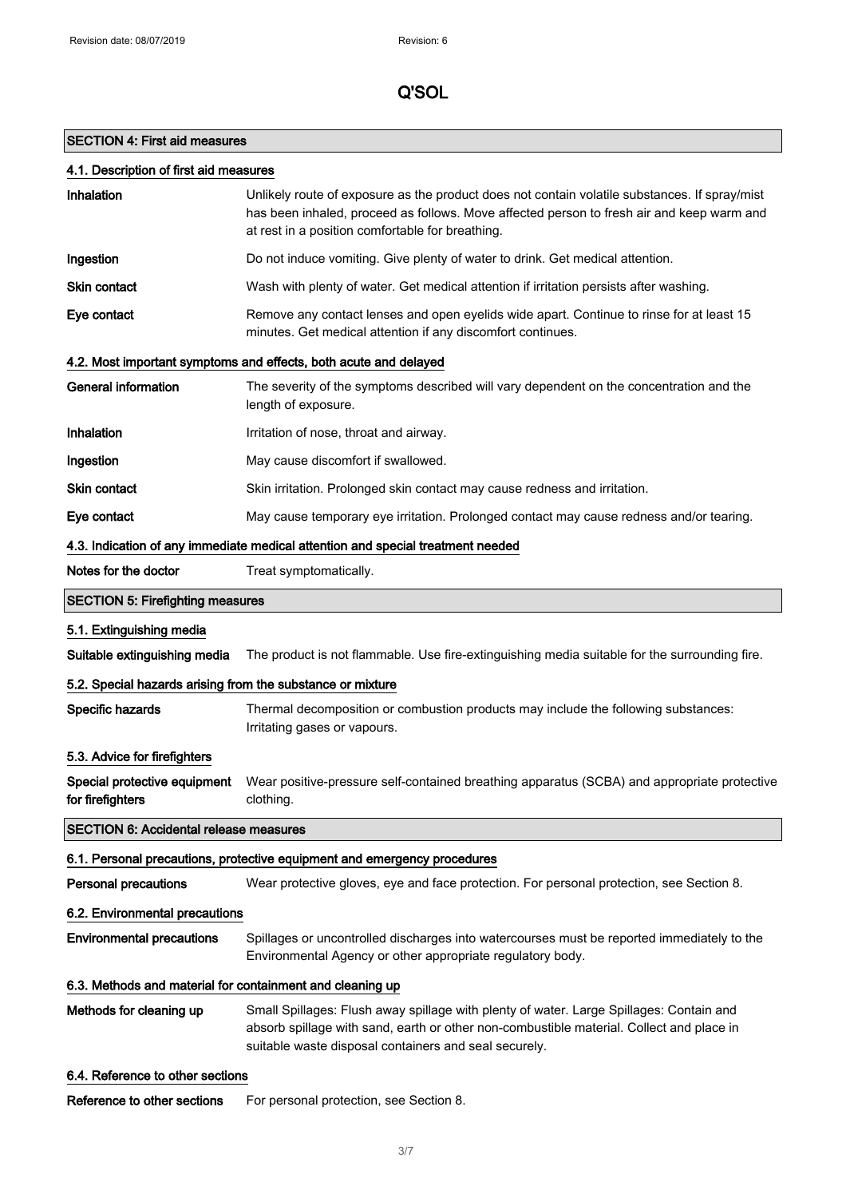# Q'SOL

## SECTION 4: First aid measures

### 4.1. Description of first aid measures

**Inhalation** Unlikely route of exposure as the product does not contain volatile substances. If spray/mist has been inhaled, proceed as follows. Move affected person to fresh air and keep warm and at rest in a position comfortable for breathing.

**Ingestion** Do not induce vomiting. Give plenty of water to drink. Get medical attention.

**Skin contact** Wash with plenty of water. Get medical attention if irritation persists after washing.

**Eye contact** Remove any contact lenses and open eyelids wide apart. Continue to rinse for at least 15 minutes. Get medical attention if any discomfort continues.

### 4.2. Most important symptoms and effects, both acute and delayed

**General information** The severity of the symptoms described will vary dependent on the concentration and the length of exposure.

**Inhalation** Irritation of nose, throat and airway.

**Ingestion** May cause discomfort if swallowed.

**Skin contact** Skin irritation. Prolonged skin contact may cause redness and irritation.

**Eye contact** May cause temporary eye irritation. Prolonged contact may cause redness and/or tearing.

### 4.3. Indication of any immediate medical attention and special treatment needed

**Notes for the doctor** Treat symptomatically.

## SECTION 5: Firefighting measures

### 5.1. Extinguishing media

**Suitable extinguishing media** The product is not flammable. Use fire-extinguishing media suitable for the surrounding fire.

### 5.2. Special hazards arising from the substance or mixture

**Specific hazards** Thermal decomposition or combustion products may include the following substances: Irritating gases or vapours.

### 5.3. Advice for firefighters

**Special protective equipment for firefighters** Wear positive-pressure self-contained breathing apparatus (SCBA) and appropriate protective clothing.

## SECTION 6: Accidental release measures

### 6.1. Personal precautions, protective equipment and emergency procedures

**Personal precautions** Wear protective gloves, eye and face protection. For personal protection, see Section 8.

### 6.2. Environmental precautions

**Environmental precautions** Spillages or uncontrolled discharges into watercourses must be reported immediately to the Environmental Agency or other appropriate regulatory body.

### 6.3. Methods and material for containment and cleaning up

**Methods for cleaning up** Small Spillages: Flush away spillage with plenty of water. Large Spillages: Contain and absorb spillage with sand, earth or other non-combustible material. Collect and place in suitable waste disposal containers and seal securely.

### 6.4. Reference to other sections

**Reference to other sections** For personal protection, see Section 8.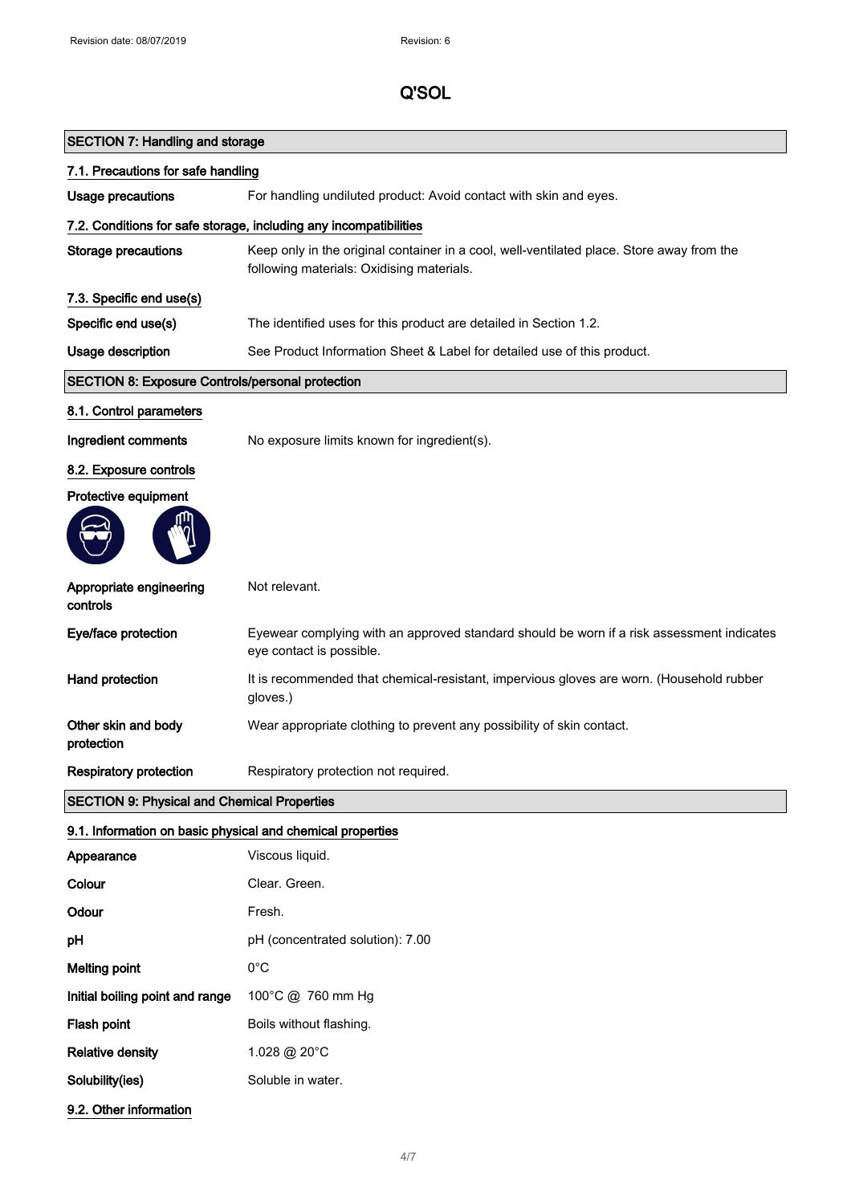# Q'SOL

## SECTION 7: Handling and storage

### 7.1. Precautions for safe handling

**Usage precautions**: For handling undiluted product: Avoid contact with skin and eyes.

### 7.2. Conditions for safe storage, including any incompatibilities

**Storage precautions**: Keep only in the original container in a cool, well-ventilated place. Store away from the following materials: Oxidising materials.

### 7.3. Specific end use(s)

**Specific end use(s)**: The identified uses for this product are detailed in Section 1.2.

**Usage description**: See Product Information Sheet & Label for detailed use of this product.

## SECTION 8: Exposure Controls/personal protection

### 8.1. Control parameters

**Ingredient comments**: No exposure limits known for ingredient(s).

### 8.2. Exposure controls

**Protective equipment**

**Appropriate engineering controls**: Not relevant.

**Eye/face protection**: Eyewear complying with an approved standard should be worn if a risk assessment indicates eye contact is possible.

**Hand protection**: It is recommended that chemical-resistant, impervious gloves are worn. (Household rubber gloves.)

**Other skin and body protection**: Wear appropriate clothing to prevent any possibility of skin contact.

**Respiratory protection**: Respiratory protection not required.

## SECTION 9: Physical and Chemical Properties

### 9.1. Information on basic physical and chemical properties

**Appearance**: Viscous liquid.

**Colour**: Clear. Green.

**Odour**: Fresh.

**pH**: pH (concentrated solution): 7.00

**Melting point**: 0°C

**Initial boiling point and range**: 100°C @ 760 mm Hg

**Flash point**: Boils without flashing.

**Relative density**: 1.028 @ 20°C

**Solubility(ies)**: Soluble in water.

### 9.2. Other information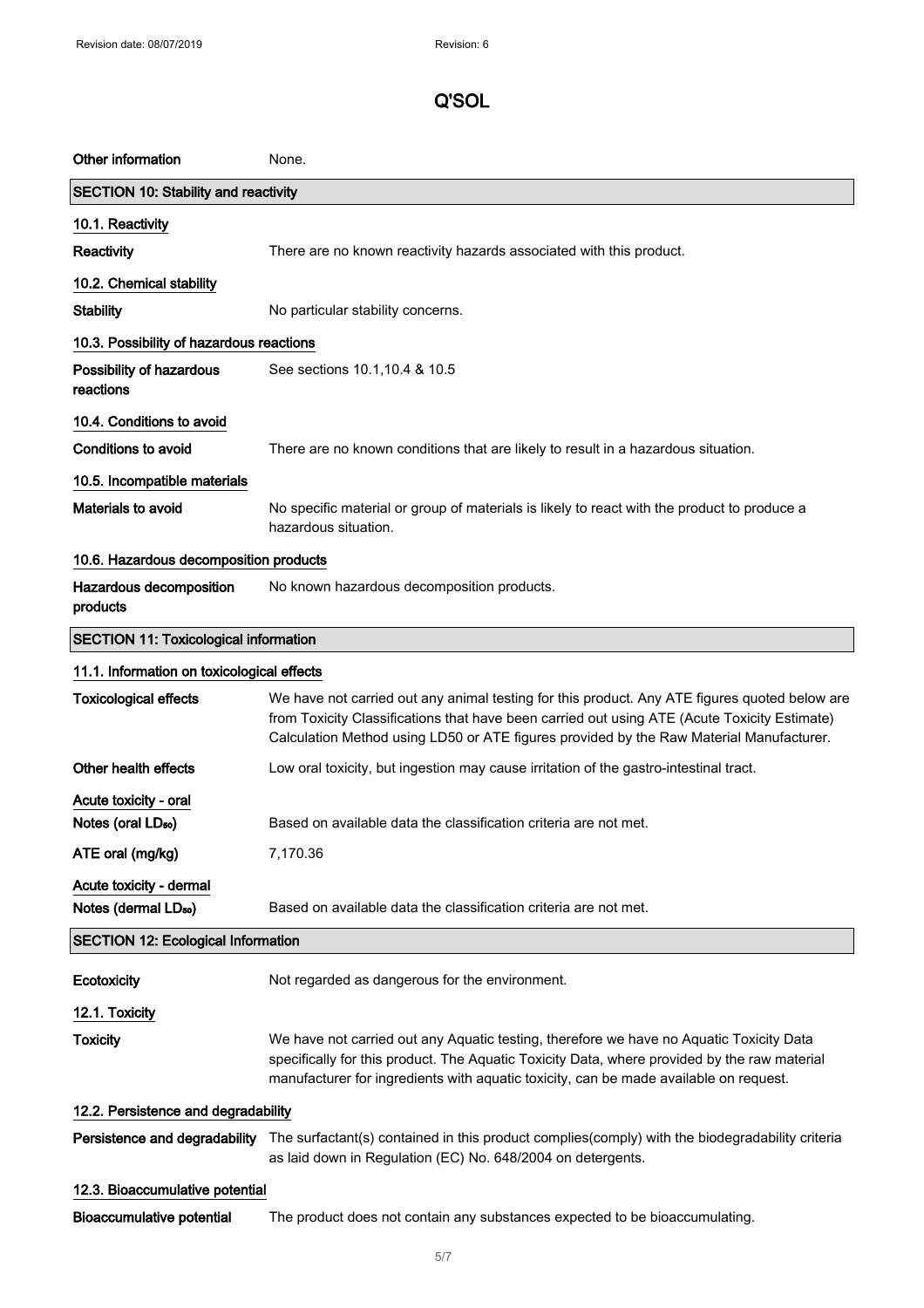# Q'SOL

| Other information | None. |
|---|---|

## SECTION 10: Stability and reactivity

### 10.1. Reactivity

| | |
|---|---|
| **Reactivity** | There are no known reactivity hazards associated with this product. |

### 10.2. Chemical stability

| | |
|---|---|
| **Stability** | No particular stability concerns. |

### 10.3. Possibility of hazardous reactions

| | |
|---|---|
| **Possibility of hazardous reactions** | See sections 10.1,10.4 & 10.5 |

### 10.4. Conditions to avoid

| | |
|---|---|
| **Conditions to avoid** | There are no known conditions that are likely to result in a hazardous situation. |

### 10.5. Incompatible materials

| | |
|---|---|
| **Materials to avoid** | No specific material or group of materials is likely to react with the product to produce a hazardous situation. |

### 10.6. Hazardous decomposition products

| | |
|---|---|
| **Hazardous decomposition products** | No known hazardous decomposition products. |

## SECTION 11: Toxicological information

### 11.1. Information on toxicological effects

| | |
|---|---|
| **Toxicological effects** | We have not carried out any animal testing for this product. Any ATE figures quoted below are from Toxicity Classifications that have been carried out using ATE (Acute Toxicity Estimate) Calculation Method using LD50 or ATE figures provided by the Raw Material Manufacturer. |
| **Other health effects** | Low oral toxicity, but ingestion may cause irritation of the gastro-intestinal tract. |

**Acute toxicity - oral**

| | |
|---|---|
| **Notes (oral $LD_{50}$)** | Based on available data the classification criteria are not met. |
| **ATE oral (mg/kg)** | 7,170.36 |

**Acute toxicity - dermal**

| | |
|---|---|
| **Notes (dermal $LD_{50}$)** | Based on available data the classification criteria are not met. |

## SECTION 12: Ecological Information

| | |
|---|---|
| **Ecotoxicity** | Not regarded as dangerous for the environment. |

### 12.1. Toxicity

| | |
|---|---|
| **Toxicity** | We have not carried out any Aquatic testing, therefore we have no Aquatic Toxicity Data specifically for this product. The Aquatic Toxicity Data, where provided by the raw material manufacturer for ingredients with aquatic toxicity, can be made available on request. |

### 12.2. Persistence and degradability

| | |
|---|---|
| **Persistence and degradability** | The surfactant(s) contained in this product complies(comply) with the biodegradability criteria as laid down in Regulation (EC) No. 648/2004 on detergents. |

### 12.3. Bioaccumulative potential

| | |
|---|---|
| **Bioaccumulative potential** | The product does not contain any substances expected to be bioaccumulating. |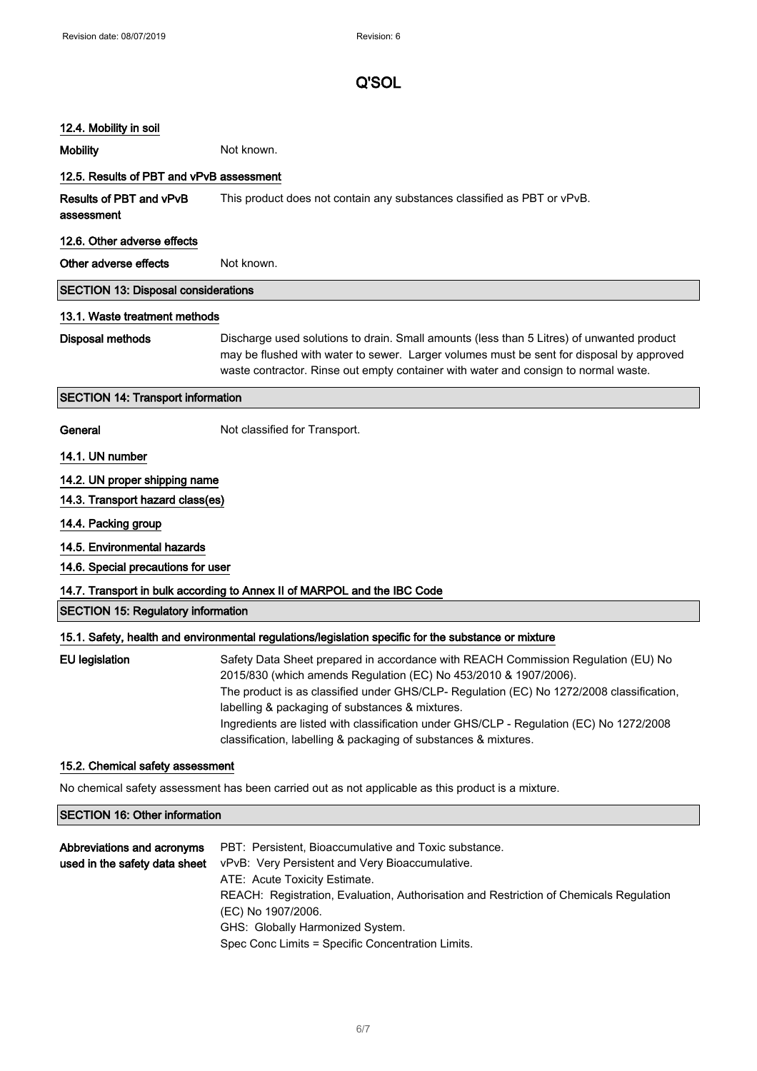### 12.4. Mobility in soil

**Mobility** Not known.

### 12.5. Results of PBT and vPvB assessment

**Results of PBT and vPvB assessment** This product does not contain any substances classified as PBT or vPvB.

### 12.6. Other adverse effects

**Other adverse effects** Not known.

## SECTION 13: Disposal considerations

### 13.1. Waste treatment methods

**Disposal methods** Discharge used solutions to drain. Small amounts (less than 5 Litres) of unwanted product may be flushed with water to sewer. Larger volumes must be sent for disposal by approved waste contractor. Rinse out empty container with water and consign to normal waste.

## SECTION 14: Transport information

**General** Not classified for Transport.

### 14.1. UN number

### 14.2. UN proper shipping name

### 14.3. Transport hazard class(es)

### 14.4. Packing group

### 14.5. Environmental hazards

### 14.6. Special precautions for user

### 14.7. Transport in bulk according to Annex II of MARPOL and the IBC Code

## SECTION 15: Regulatory information

### 15.1. Safety, health and environmental regulations/legislation specific for the substance or mixture

**EU legislation** Safety Data Sheet prepared in accordance with REACH Commission Regulation (EU) No 2015/830 (which amends Regulation (EC) No 453/2010 & 1907/2006).
The product is as classified under GHS/CLP- Regulation (EC) No 1272/2008 classification, labelling & packaging of substances & mixtures.
Ingredients are listed with classification under GHS/CLP - Regulation (EC) No 1272/2008 classification, labelling & packaging of substances & mixtures.

### 15.2. Chemical safety assessment

No chemical safety assessment has been carried out as not applicable as this product is a mixture.

## SECTION 16: Other information

**Abbreviations and acronyms used in the safety data sheet**
PBT: Persistent, Bioaccumulative and Toxic substance.
vPvB: Very Persistent and Very Bioaccumulative.
ATE: Acute Toxicity Estimate.
REACH: Registration, Evaluation, Authorisation and Restriction of Chemicals Regulation (EC) No 1907/2006.
GHS: Globally Harmonized System.
Spec Conc Limits = Specific Concentration Limits.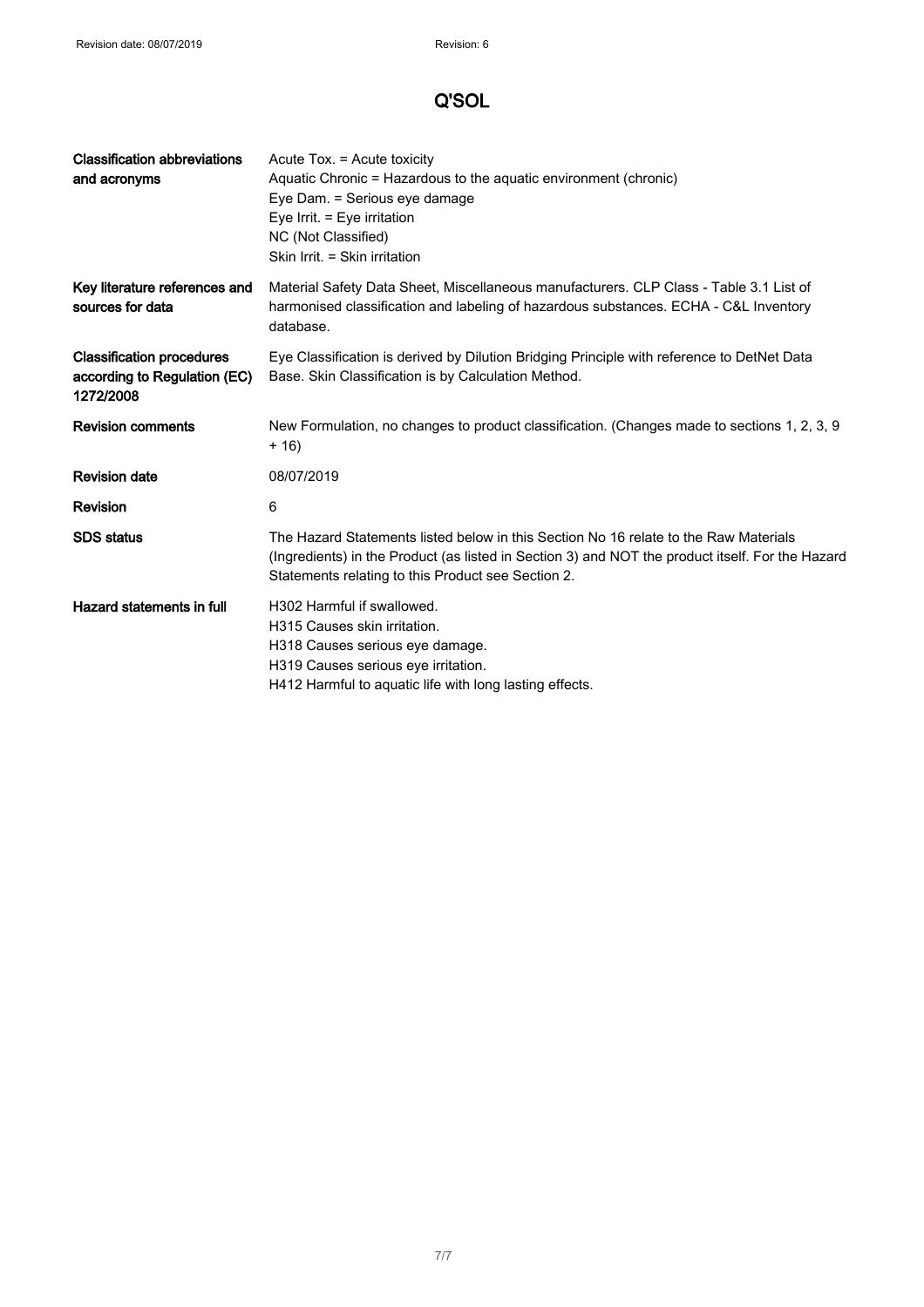# Q'SOL

| | |
|---|---|
| **Classification abbreviations and acronyms** | Acute Tox. = Acute toxicity<br>Aquatic Chronic = Hazardous to the aquatic environment (chronic)<br>Eye Dam. = Serious eye damage<br>Eye Irrit. = Eye irritation<br>NC (Not Classified)<br>Skin Irrit. = Skin irritation |
| **Key literature references and sources for data** | Material Safety Data Sheet, Miscellaneous manufacturers. CLP Class - Table 3.1 List of harmonised classification and labeling of hazardous substances. ECHA - C&L Inventory database. |
| **Classification procedures according to Regulation (EC) 1272/2008** | Eye Classification is derived by Dilution Bridging Principle with reference to DetNet Data Base. Skin Classification is by Calculation Method. |
| **Revision comments** | New Formulation, no changes to product classification. (Changes made to sections 1, 2, 3, 9 + 16) |
| **Revision date** | 08/07/2019 |
| **Revision** | 6 |
| **SDS status** | The Hazard Statements listed below in this Section No 16 relate to the Raw Materials (Ingredients) in the Product (as listed in Section 3) and NOT the product itself. For the Hazard Statements relating to this Product see Section 2. |
| **Hazard statements in full** | H302 Harmful if swallowed.<br>H315 Causes skin irritation.<br>H318 Causes serious eye damage.<br>H319 Causes serious eye irritation.<br>H412 Harmful to aquatic life with long lasting effects. |